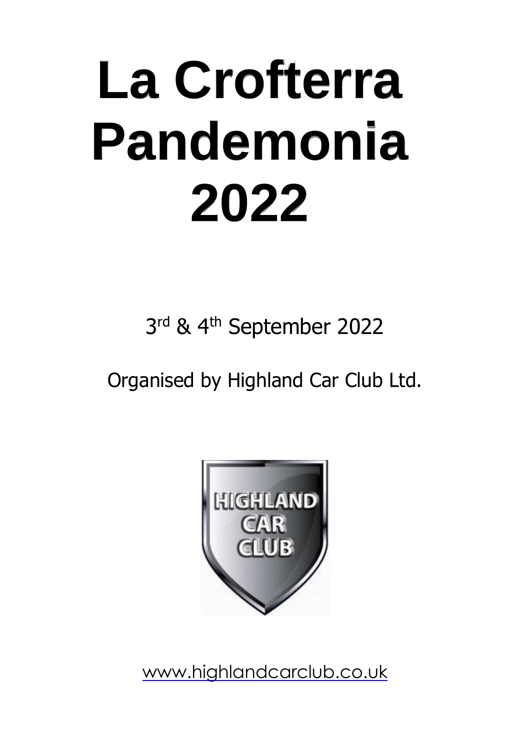# La Crofterra Pandemonia 2022

3rd & 4th September 2022

Organised by Highland Car Club Ltd.

www.highlandcarclub.co.uk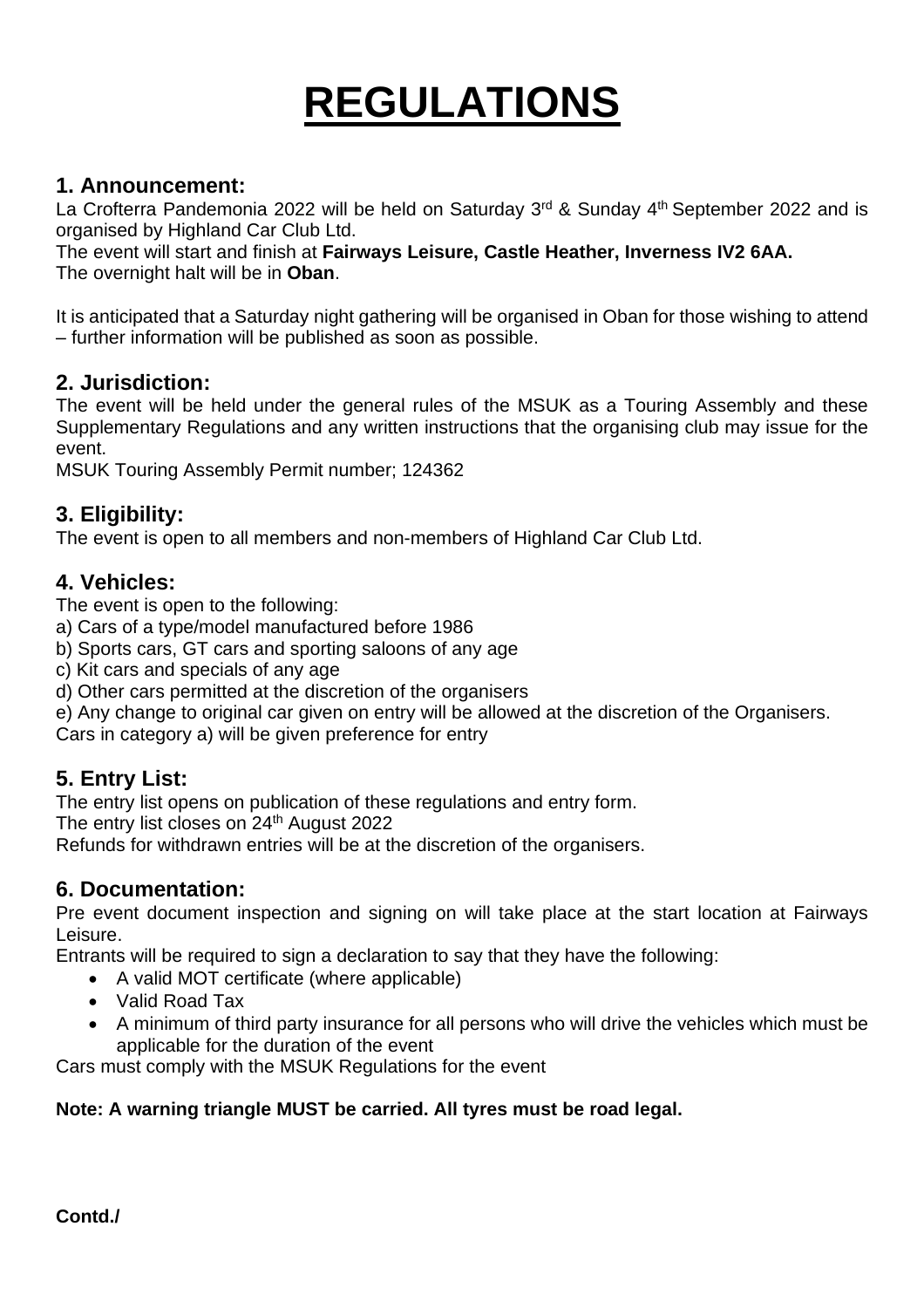# REGULATIONS

## 1. Announcement:

La Crofterra Pandemonia 2022 will be held on Saturday 3rd & Sunday 4th September 2022 and is organised by Highland Car Club Ltd.

The event will start and finish at **Fairways Leisure, Castle Heather, Inverness IV2 6AA.**

The overnight halt will be in **Oban**.

It is anticipated that a Saturday night gathering will be organised in Oban for those wishing to attend – further information will be published as soon as possible.

## 2. Jurisdiction:

The event will be held under the general rules of the MSUK as a Touring Assembly and these Supplementary Regulations and any written instructions that the organising club may issue for the event.

MSUK Touring Assembly Permit number; 124362

## 3. Eligibility:

The event is open to all members and non-members of Highland Car Club Ltd.

## 4. Vehicles:

The event is open to the following:

a) Cars of a type/model manufactured before 1986

b) Sports cars, GT cars and sporting saloons of any age

c) Kit cars and specials of any age

d) Other cars permitted at the discretion of the organisers

e) Any change to original car given on entry will be allowed at the discretion of the Organisers.

Cars in category a) will be given preference for entry

## 5. Entry List:

The entry list opens on publication of these regulations and entry form.

The entry list closes on 24th August 2022

Refunds for withdrawn entries will be at the discretion of the organisers.

## 6. Documentation:

Pre event document inspection and signing on will take place at the start location at Fairways Leisure.

Entrants will be required to sign a declaration to say that they have the following:

- A valid MOT certificate (where applicable)
- Valid Road Tax
- A minimum of third party insurance for all persons who will drive the vehicles which must be applicable for the duration of the event

Cars must comply with the MSUK Regulations for the event

**Note: A warning triangle MUST be carried. All tyres must be road legal.**

**Contd./**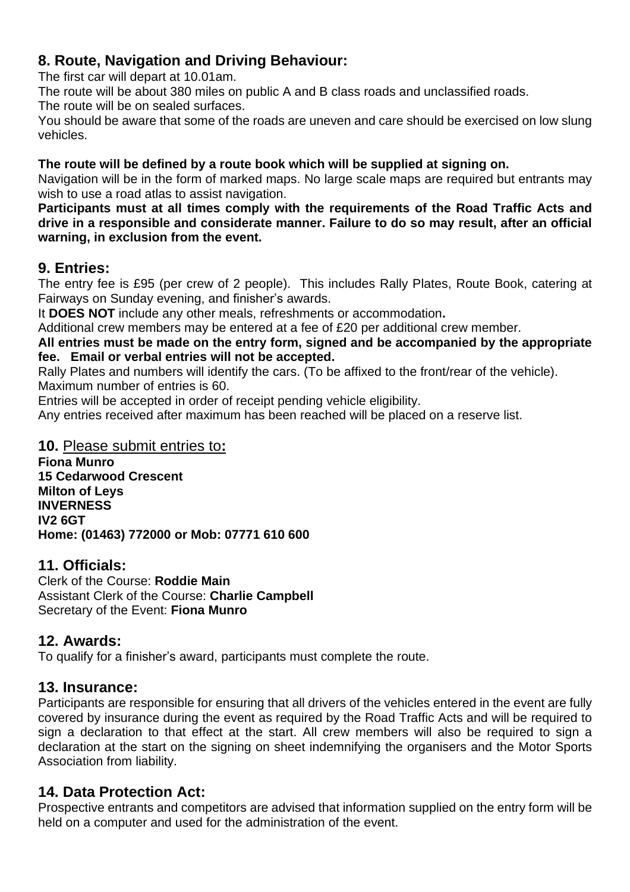## 8. Route, Navigation and Driving Behaviour:

The first car will depart at 10.01am.

The route will be about 380 miles on public A and B class roads and unclassified roads.

The route will be on sealed surfaces.

You should be aware that some of the roads are uneven and care should be exercised on low slung vehicles.

**The route will be defined by a route book which will be supplied at signing on.**

Navigation will be in the form of marked maps. No large scale maps are required but entrants may wish to use a road atlas to assist navigation.

**Participants must at all times comply with the requirements of the Road Traffic Acts and drive in a responsible and considerate manner. Failure to do so may result, after an official warning, in exclusion from the event.**

## 9. Entries:

The entry fee is £95 (per crew of 2 people). This includes Rally Plates, Route Book, catering at Fairways on Sunday evening, and finisher's awards.

It **DOES NOT** include any other meals, refreshments or accommodation**.**

Additional crew members may be entered at a fee of £20 per additional crew member.

**All entries must be made on the entry form, signed and be accompanied by the appropriate fee. Email or verbal entries will not be accepted.**

Rally Plates and numbers will identify the cars. (To be affixed to the front/rear of the vehicle).

Maximum number of entries is 60.

Entries will be accepted in order of receipt pending vehicle eligibility.

Any entries received after maximum has been reached will be placed on a reserve list.

## 10. Please submit entries to:

**Fiona Munro**
**15 Cedarwood Crescent**
**Milton of Leys**
**INVERNESS**
**IV2 6GT**
**Home: (01463) 772000 or Mob: 07771 610 600**

## 11. Officials:

Clerk of the Course: **Roddie Main**
Assistant Clerk of the Course: **Charlie Campbell**
Secretary of the Event: **Fiona Munro**

## 12. Awards:

To qualify for a finisher's award, participants must complete the route.

## 13. Insurance:

Participants are responsible for ensuring that all drivers of the vehicles entered in the event are fully covered by insurance during the event as required by the Road Traffic Acts and will be required to sign a declaration to that effect at the start. All crew members will also be required to sign a declaration at the start on the signing on sheet indemnifying the organisers and the Motor Sports Association from liability.

## 14. Data Protection Act:

Prospective entrants and competitors are advised that information supplied on the entry form will be held on a computer and used for the administration of the event.